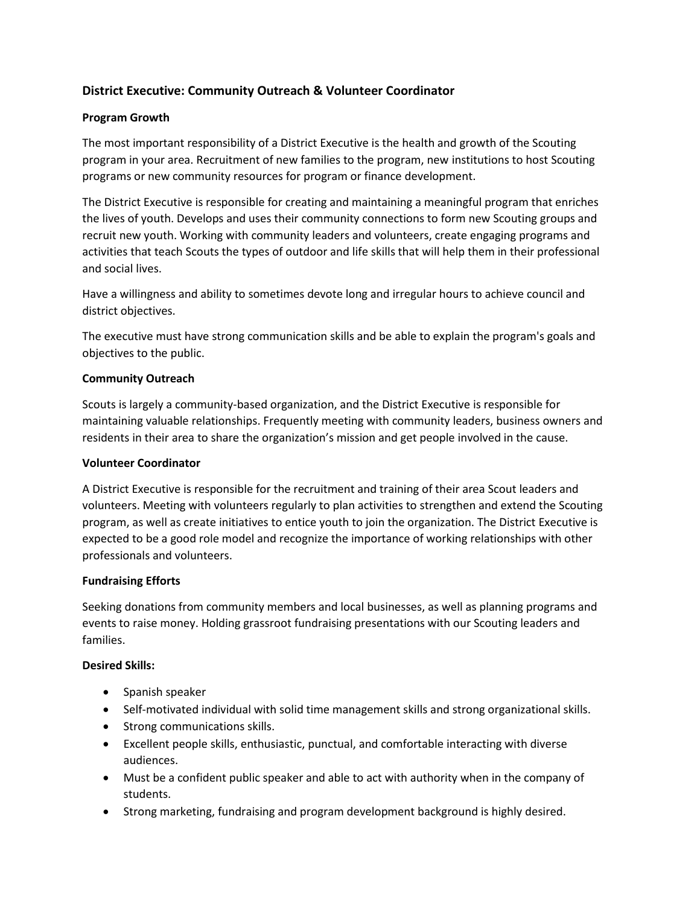## District Executive: Community Outreach & Volunteer Coordinator

### Program Growth

The most important responsibility of a District Executive is the health and growth of the Scouting program in your area. Recruitment of new families to the program, new institutions to host Scouting programs or new community resources for program or finance development.

The District Executive is responsible for creating and maintaining a meaningful program that enriches the lives of youth. Develops and uses their community connections to form new Scouting groups and recruit new youth. Working with community leaders and volunteers, create engaging programs and activities that teach Scouts the types of outdoor and life skills that will help them in their professional and social lives.

Have a willingness and ability to sometimes devote long and irregular hours to achieve council and district objectives.

The executive must have strong communication skills and be able to explain the program's goals and objectives to the public.

### Community Outreach

Scouts is largely a community-based organization, and the District Executive is responsible for maintaining valuable relationships. Frequently meeting with community leaders, business owners and residents in their area to share the organization's mission and get people involved in the cause.

### Volunteer Coordinator

A District Executive is responsible for the recruitment and training of their area Scout leaders and volunteers. Meeting with volunteers regularly to plan activities to strengthen and extend the Scouting program, as well as create initiatives to entice youth to join the organization. The District Executive is expected to be a good role model and recognize the importance of working relationships with other professionals and volunteers.

### Fundraising Efforts

Seeking donations from community members and local businesses, as well as planning programs and events to raise money. Holding grassroot fundraising presentations with our Scouting leaders and families.

### Desired Skills:

- Spanish speaker
- Self-motivated individual with solid time management skills and strong organizational skills.
- Strong communications skills.
- Excellent people skills, enthusiastic, punctual, and comfortable interacting with diverse audiences.
- Must be a confident public speaker and able to act with authority when in the company of students.
- Strong marketing, fundraising and program development background is highly desired.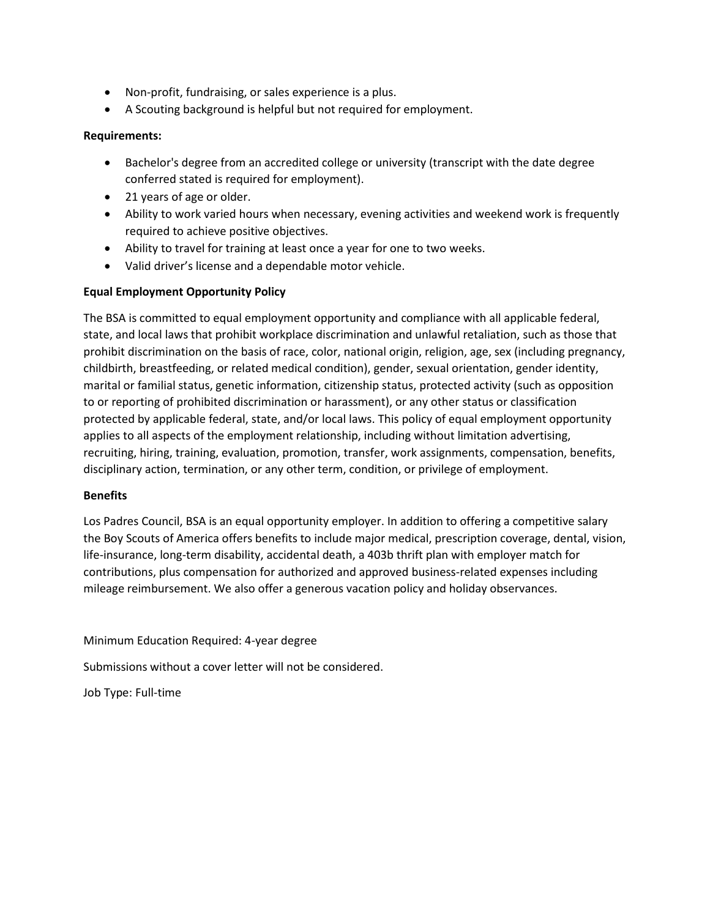- Non-profit, fundraising, or sales experience is a plus.
- A Scouting background is helpful but not required for employment.

**Requirements:**

- Bachelor's degree from an accredited college or university (transcript with the date degree conferred stated is required for employment).
- 21 years of age or older.
- Ability to work varied hours when necessary, evening activities and weekend work is frequently required to achieve positive objectives.
- Ability to travel for training at least once a year for one to two weeks.
- Valid driver's license and a dependable motor vehicle.

**Equal Employment Opportunity Policy**

The BSA is committed to equal employment opportunity and compliance with all applicable federal, state, and local laws that prohibit workplace discrimination and unlawful retaliation, such as those that prohibit discrimination on the basis of race, color, national origin, religion, age, sex (including pregnancy, childbirth, breastfeeding, or related medical condition), gender, sexual orientation, gender identity, marital or familial status, genetic information, citizenship status, protected activity (such as opposition to or reporting of prohibited discrimination or harassment), or any other status or classification protected by applicable federal, state, and/or local laws. This policy of equal employment opportunity applies to all aspects of the employment relationship, including without limitation advertising, recruiting, hiring, training, evaluation, promotion, transfer, work assignments, compensation, benefits, disciplinary action, termination, or any other term, condition, or privilege of employment.

**Benefits**

Los Padres Council, BSA is an equal opportunity employer. In addition to offering a competitive salary the Boy Scouts of America offers benefits to include major medical, prescription coverage, dental, vision, life-insurance, long-term disability, accidental death, a 403b thrift plan with employer match for contributions, plus compensation for authorized and approved business-related expenses including mileage reimbursement. We also offer a generous vacation policy and holiday observances.

Minimum Education Required: 4-year degree

Submissions without a cover letter will not be considered.

Job Type: Full-time